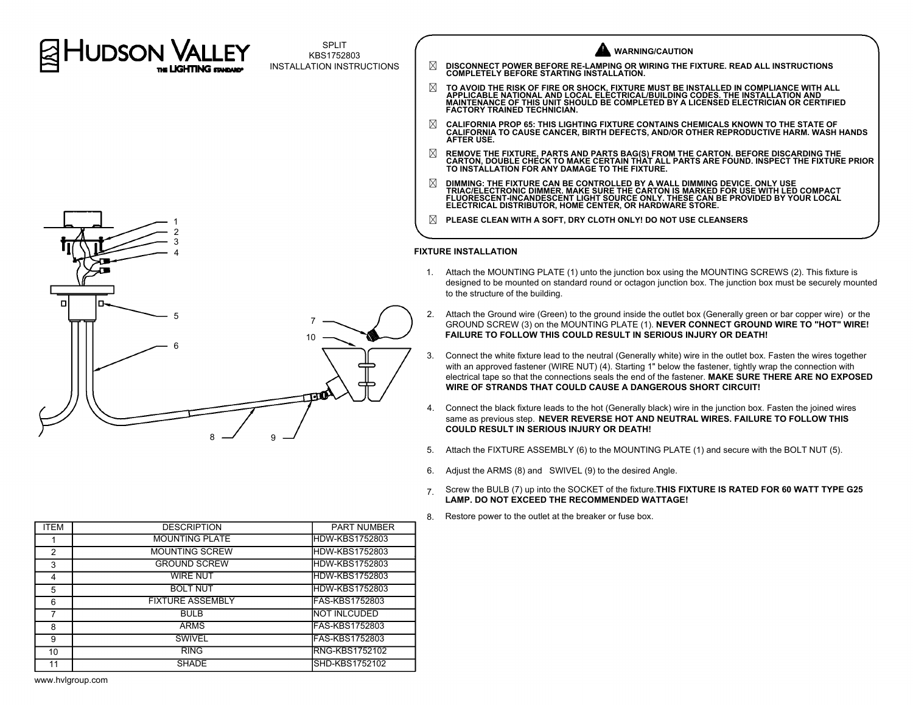# HUDSON VALLEY
THE LIGHTING STANDARD

SPLIT
KBS1752803
INSTALLATION INSTRUCTIONS

## WARNING/CAUTION

- **DISCONNECT POWER BEFORE RE-LAMPING OR WIRING THE FIXTURE. READ ALL INSTRUCTIONS COMPLETELY BEFORE STARTING INSTALLATION.**
- **TO AVOID THE RISK OF FIRE OR SHOCK, FIXTURE MUST BE INSTALLED IN COMPLIANCE WITH ALL APPLICABLE NATIONAL AND LOCAL ELECTRICAL/BUILDING CODES. THE INSTALLATION AND MAINTENANCE OF THIS UNIT SHOULD BE COMPLETED BY A LICENSED ELECTRICIAN OR CERTIFIED FACTORY TRAINED TECHNICIAN.**
- **CALIFORNIA PROP 65: THIS LIGHTING FIXTURE CONTAINS CHEMICALS KNOWN TO THE STATE OF CALIFORNIA TO CAUSE CANCER, BIRTH DEFECTS, AND/OR OTHER REPRODUCTIVE HARM. WASH HANDS AFTER USE.**
- **REMOVE THE FIXTURE, PARTS AND PARTS BAG(S) FROM THE CARTON. BEFORE DISCARDING THE CARTON, DOUBLE CHECK TO MAKE CERTAIN THAT ALL PARTS ARE FOUND. INSPECT THE FIXTURE PRIOR TO INSTALLATION FOR ANY DAMAGE TO THE FIXTURE.**
- **DIMMING: THE FIXTURE CAN BE CONTROLLED BY A WALL DIMMING DEVICE. ONLY USE TRIAC/ELECTRONIC DIMMER. MAKE SURE THE CARTON IS MARKED FOR USE WITH LED COMPACT FLUORESCENT-INCANDESCENT LIGHT SOURCE ONLY. THESE CAN BE PROVIDED BY YOUR LOCAL ELECTRICAL DISTRIBUTOR, HOME CENTER, OR HARDWARE STORE.**
- **PLEASE CLEAN WITH A SOFT, DRY CLOTH ONLY! DO NOT USE CLEANSERS**

## FIXTURE INSTALLATION

1. Attach the MOUNTING PLATE (1) unto the junction box using the MOUNTING SCREWS (2). This fixture is designed to be mounted on standard round or octagon junction box. The junction box must be securely mounted to the structure of the building.
2. Attach the Ground wire (Green) to the ground inside the outlet box (Generally green or bar copper wire) or the GROUND SCREW (3) on the MOUNTING PLATE (1). **NEVER CONNECT GROUND WIRE TO "HOT" WIRE! FAILURE TO FOLLOW THIS COULD RESULT IN SERIOUS INJURY OR DEATH!**
3. Connect the white fixture lead to the neutral (Generally white) wire in the outlet box. Fasten the wires together with an approved fastener (WIRE NUT) (4). Starting 1" below the fastener, tightly wrap the connection with electrical tape so that the connections seals the end of the fastener. **MAKE SURE THERE ARE NO EXPOSED WIRE OF STRANDS THAT COULD CAUSE A DANGEROUS SHORT CIRCUIT!**
4. Connect the black fixture leads to the hot (Generally black) wire in the junction box. Fasten the joined wires same as previous step. **NEVER REVERSE HOT AND NEUTRAL WIRES. FAILURE TO FOLLOW THIS COULD RESULT IN SERIOUS INJURY OR DEATH!**
5. Attach the FIXTURE ASSEMBLY (6) to the MOUNTING PLATE (1) and secure with the BOLT NUT (5).
6. Adjust the ARMS (8) and SWIVEL (9) to the desired Angle.
7. Screw the BULB (7) up into the SOCKET of the fixture.**THIS FIXTURE IS RATED FOR 60 WATT TYPE G25 LAMP. DO NOT EXCEED THE RECOMMENDED WATTAGE!**
8. Restore power to the outlet at the breaker or fuse box.

| ITEM | DESCRIPTION | PART NUMBER |
|---|---|---|
| 1 | MOUNTING PLATE | HDW-KBS1752803 |
| 2 | MOUNTING SCREW | HDW-KBS1752803 |
| 3 | GROUND SCREW | HDW-KBS1752803 |
| 4 | WIRE NUT | HDW-KBS1752803 |
| 5 | BOLT NUT | HDW-KBS1752803 |
| 6 | FIXTURE ASSEMBLY | FAS-KBS1752803 |
| 7 | BULB | NOT INLCUDED |
| 8 | ARMS | FAS-KBS1752803 |
| 9 | SWIVEL | FAS-KBS1752803 |
| 10 | RING | RNG-KBS1752102 |
| 11 | SHADE | SHD-KBS1752102 |

www.hvlgroup.com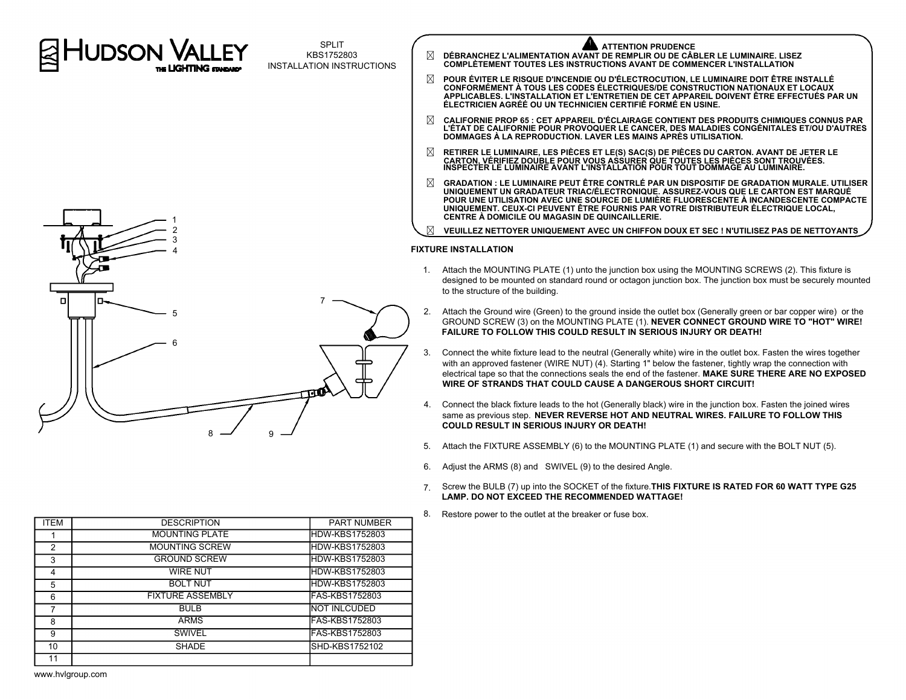# HUDSON VALLEY

THE LIGHTING STANDARD®

SPLIT
KBS1752803
INSTALLATION INSTRUCTIONS

**ATTENTION PRUDENCE**

- **DÉBRANCHEZ L'ALIMENTATION AVANT DE REMPLIR OU DE CÂBLER LE LUMINAIRE. LISEZ COMPLÈTEMENT TOUTES LES INSTRUCTIONS AVANT DE COMMENCER L'INSTALLATION**
- **POUR ÉVITER LE RISQUE D'INCENDIE OU D'ÉLECTROCUTION, LE LUMINAIRE DOIT ÊTRE INSTALLÉ CONFORMÉMENT À TOUS LES CODES ÉLECTRIQUES/DE CONSTRUCTION NATIONAUX ET LOCAUX APPLICABLES. L'INSTALLATION ET L'ENTRETIEN DE CET APPAREIL DOIVENT ÊTRE EFFECTUÉS PAR UN ÉLECTRICIEN AGRÉÉ OU UN TECHNICIEN CERTIFIÉ FORMÉ EN USINE.**
- **CALIFORNIE PROP 65 : CET APPAREIL D'ÉCLAIRAGE CONTIENT DES PRODUITS CHIMIQUES CONNUS PAR L'ÉTAT DE CALIFORNIE POUR PROVOQUER LE CANCER, DES MALADIES CONGÉNITALES ET/OU D'AUTRES DOMMAGES À LA REPRODUCTION. LAVER LES MAINS APRÈS UTILISATION.**
- **RETIRER LE LUMINAIRE, LES PIÈCES ET LE(S) SAC(S) DE PIÈCES DU CARTON. AVANT DE JETER LE CARTON, VÉRIFIEZ DOUBLE POUR VOUS ASSURER QUE TOUTES LES PIÈCES SONT TROUVÉES. INSPECTER LE LUMINAIRE AVANT L'INSTALLATION POUR TOUT DOMMAGE AU LUMINAIRE.**
- **GRADATION : LE LUMINAIRE PEUT ÊTRE CONTRLÉ PAR UN DISPOSITIF DE GRADATION MURALE. UTILISER UNIQUEMENT UN GRADATEUR TRIAC/ÉLECTRONIQUE. ASSUREZ-VOUS QUE LE CARTON EST MARQUÉ POUR UNE UTILISATION AVEC UNE SOURCE DE LUMIÈRE FLUORESCENTE À INCANDESCENTE COMPACTE UNIQUEMENT. CEUX-CI PEUVENT ÊTRE FOURNIS PAR VOTRE DISTRIBUTEUR ÉLECTRIQUE LOCAL, CENTRE À DOMICILE OU MAGASIN DE QUINCAILLERIE.**
- **VEUILLEZ NETTOYER UNIQUEMENT AVEC UN CHIFFON DOUX ET SEC ! N'UTILISEZ PAS DE NETTOYANTS**

1
2
3
4
5
6
7
8
9

## FIXTURE INSTALLATION

1. Attach the MOUNTING PLATE (1) unto the junction box using the MOUNTING SCREWS (2). This fixture is designed to be mounted on standard round or octagon junction box. The junction box must be securely mounted to the structure of the building.
2. Attach the Ground wire (Green) to the ground inside the outlet box (Generally green or bar copper wire) or the GROUND SCREW (3) on the MOUNTING PLATE (1). **NEVER CONNECT GROUND WIRE TO "HOT" WIRE! FAILURE TO FOLLOW THIS COULD RESULT IN SERIOUS INJURY OR DEATH!**
3. Connect the white fixture lead to the neutral (Generally white) wire in the outlet box. Fasten the wires together with an approved fastener (WIRE NUT) (4). Starting 1" below the fastener, tightly wrap the connection with electrical tape so that the connections seals the end of the fastener. **MAKE SURE THERE ARE NO EXPOSED WIRE OF STRANDS THAT COULD CAUSE A DANGEROUS SHORT CIRCUIT!**
4. Connect the black fixture leads to the hot (Generally black) wire in the junction box. Fasten the joined wires same as previous step. **NEVER REVERSE HOT AND NEUTRAL WIRES. FAILURE TO FOLLOW THIS COULD RESULT IN SERIOUS INJURY OR DEATH!**
5. Attach the FIXTURE ASSEMBLY (6) to the MOUNTING PLATE (1) and secure with the BOLT NUT (5).
6. Adjust the ARMS (8) and SWIVEL (9) to the desired Angle.
7. Screw the BULB (7) up into the SOCKET of the fixture.**THIS FIXTURE IS RATED FOR 60 WATT TYPE G25 LAMP. DO NOT EXCEED THE RECOMMENDED WATTAGE!**
8. Restore power to the outlet at the breaker or fuse box.

| ITEM | DESCRIPTION | PART NUMBER |
|---|---|---|
| 1 | MOUNTING PLATE | HDW-KBS1752803 |
| 2 | MOUNTING SCREW | HDW-KBS1752803 |
| 3 | GROUND SCREW | HDW-KBS1752803 |
| 4 | WIRE NUT | HDW-KBS1752803 |
| 5 | BOLT NUT | HDW-KBS1752803 |
| 6 | FIXTURE ASSEMBLY | FAS-KBS1752803 |
| 7 | BULB | NOT INLCUDED |
| 8 | ARMS | FAS-KBS1752803 |
| 9 | SWIVEL | FAS-KBS1752803 |
| 10 | SHADE | SHD-KBS1752102 |
| 11 | | |

www.hvlgroup.com